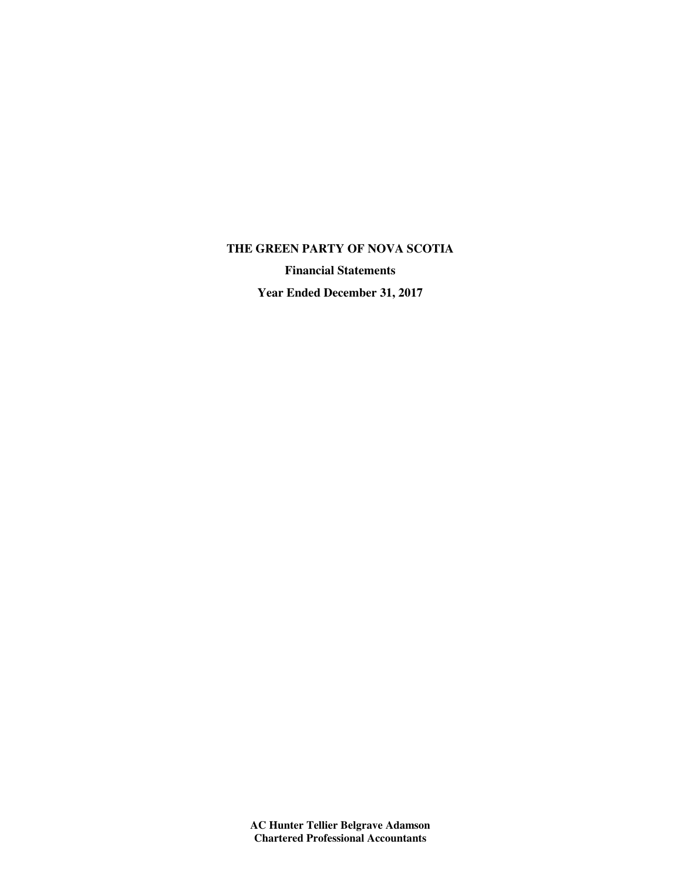# THE GREEN PARTY OF NOVA SCOTIA

**Financial Statements**

**Year Ended December 31, 2017**

**AC Hunter Tellier Belgrave Adamson**
**Chartered Professional Accountants**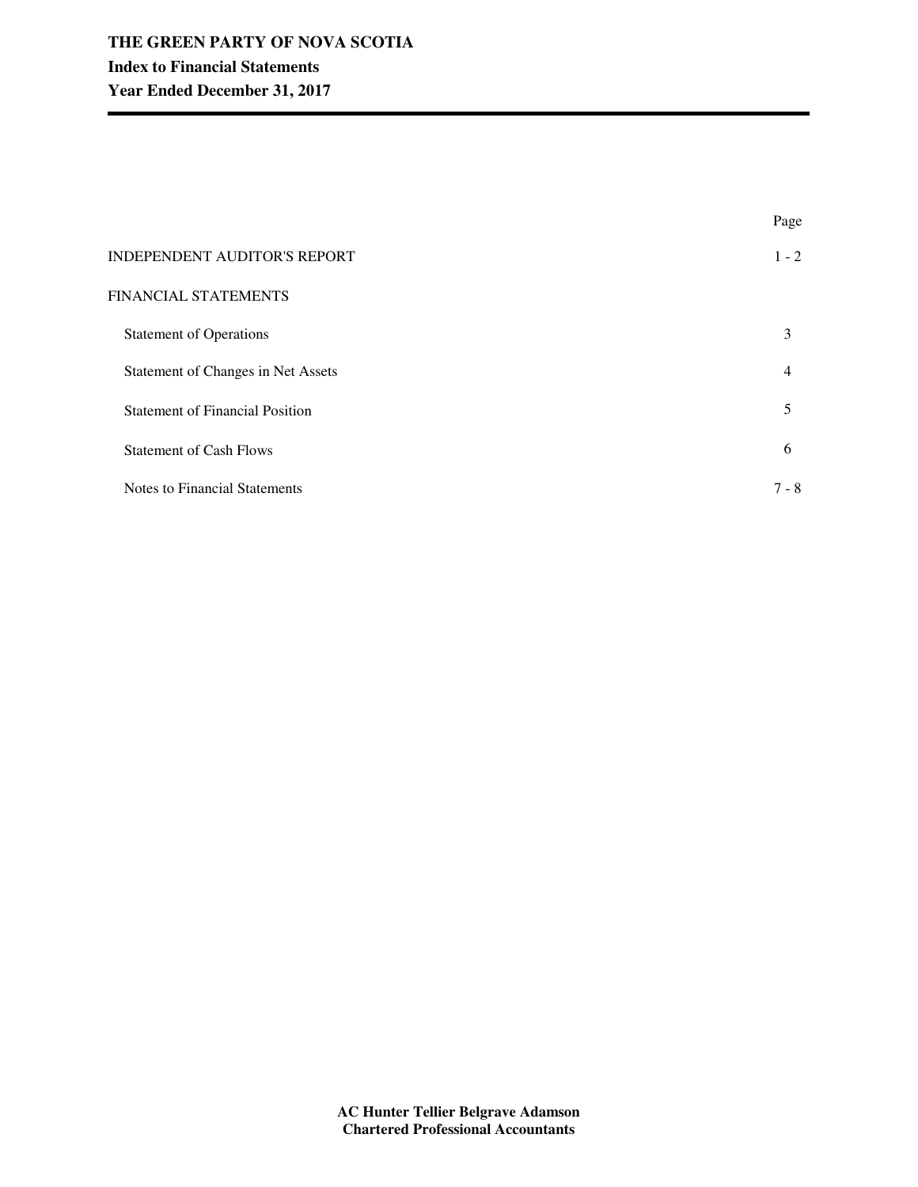# THE GREEN PARTY OF NOVA SCOTIA
## Index to Financial Statements
## Year Ended December 31, 2017

| | Page |
|---|---|
| INDEPENDENT AUDITOR'S REPORT | 1 - 2 |
| FINANCIAL STATEMENTS | |
| Statement of Operations | 3 |
| Statement of Changes in Net Assets | 4 |
| Statement of Financial Position | 5 |
| Statement of Cash Flows | 6 |
| Notes to Financial Statements | 7 - 8 |

**AC Hunter Tellier Belgrave Adamson**
**Chartered Professional Accountants**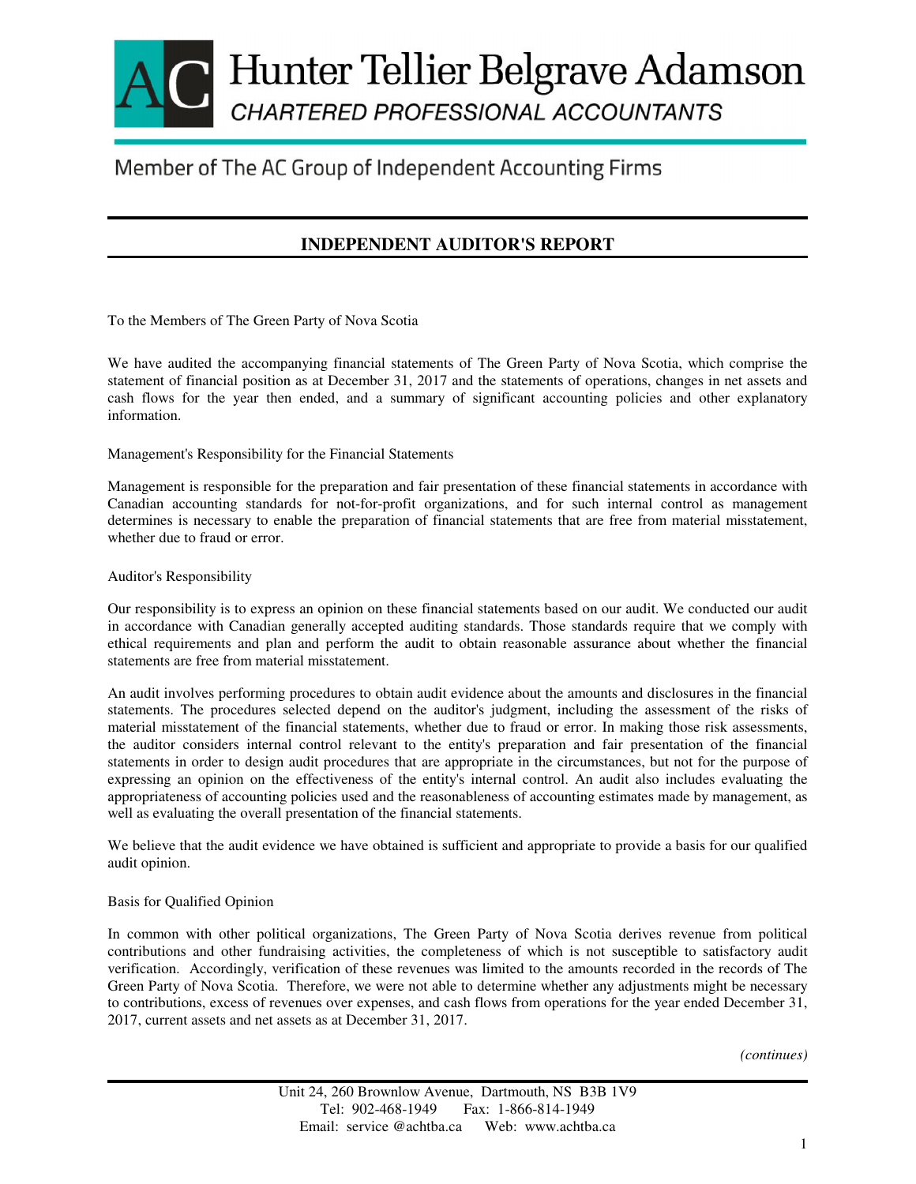# Hunter Tellier Belgrave Adamson

CHARTERED PROFESSIONAL ACCOUNTANTS

Member of The AC Group of Independent Accounting Firms

## INDEPENDENT AUDITOR'S REPORT

To the Members of The Green Party of Nova Scotia

We have audited the accompanying financial statements of The Green Party of Nova Scotia, which comprise the statement of financial position as at December 31, 2017 and the statements of operations, changes in net assets and cash flows for the year then ended, and a summary of significant accounting policies and other explanatory information.

Management's Responsibility for the Financial Statements

Management is responsible for the preparation and fair presentation of these financial statements in accordance with Canadian accounting standards for not-for-profit organizations, and for such internal control as management determines is necessary to enable the preparation of financial statements that are free from material misstatement, whether due to fraud or error.

Auditor's Responsibility

Our responsibility is to express an opinion on these financial statements based on our audit. We conducted our audit in accordance with Canadian generally accepted auditing standards. Those standards require that we comply with ethical requirements and plan and perform the audit to obtain reasonable assurance about whether the financial statements are free from material misstatement.

An audit involves performing procedures to obtain audit evidence about the amounts and disclosures in the financial statements. The procedures selected depend on the auditor's judgment, including the assessment of the risks of material misstatement of the financial statements, whether due to fraud or error. In making those risk assessments, the auditor considers internal control relevant to the entity's preparation and fair presentation of the financial statements in order to design audit procedures that are appropriate in the circumstances, but not for the purpose of expressing an opinion on the effectiveness of the entity's internal control. An audit also includes evaluating the appropriateness of accounting policies used and the reasonableness of accounting estimates made by management, as well as evaluating the overall presentation of the financial statements.

We believe that the audit evidence we have obtained is sufficient and appropriate to provide a basis for our qualified audit opinion.

Basis for Qualified Opinion

In common with other political organizations, The Green Party of Nova Scotia derives revenue from political contributions and other fundraising activities, the completeness of which is not susceptible to satisfactory audit verification. Accordingly, verification of these revenues was limited to the amounts recorded in the records of The Green Party of Nova Scotia. Therefore, we were not able to determine whether any adjustments might be necessary to contributions, excess of revenues over expenses, and cash flows from operations for the year ended December 31, 2017, current assets and net assets as at December 31, 2017.

*(continues)*

Unit 24, 260 Brownlow Avenue, Dartmouth, NS B3B 1V9
Tel: 902-468-1949 Fax: 1-866-814-1949
Email: service @achtba.ca Web: www.achtba.ca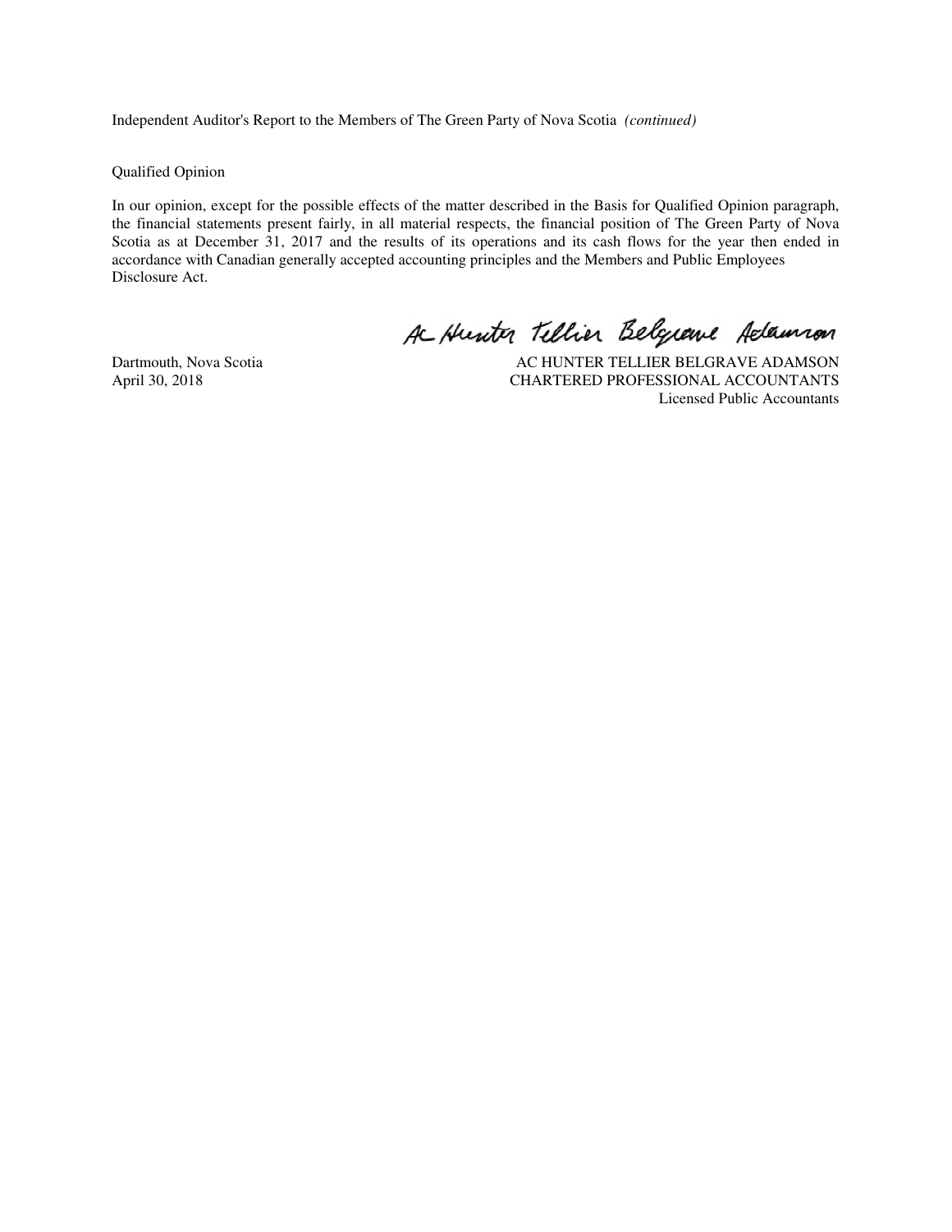Independent Auditor's Report to the Members of The Green Party of Nova Scotia *(continued)*

Qualified Opinion

In our opinion, except for the possible effects of the matter described in the Basis for Qualified Opinion paragraph, the financial statements present fairly, in all material respects, the financial position of The Green Party of Nova Scotia as at December 31, 2017 and the results of its operations and its cash flows for the year then ended in accordance with Canadian generally accepted accounting principles and the Members and Public Employees Disclosure Act.

AC Hunter Tellier Belgrave Adamson

Dartmouth, Nova Scotia
April 30, 2018

AC HUNTER TELLIER BELGRAVE ADAMSON
CHARTERED PROFESSIONAL ACCOUNTANTS
Licensed Public Accountants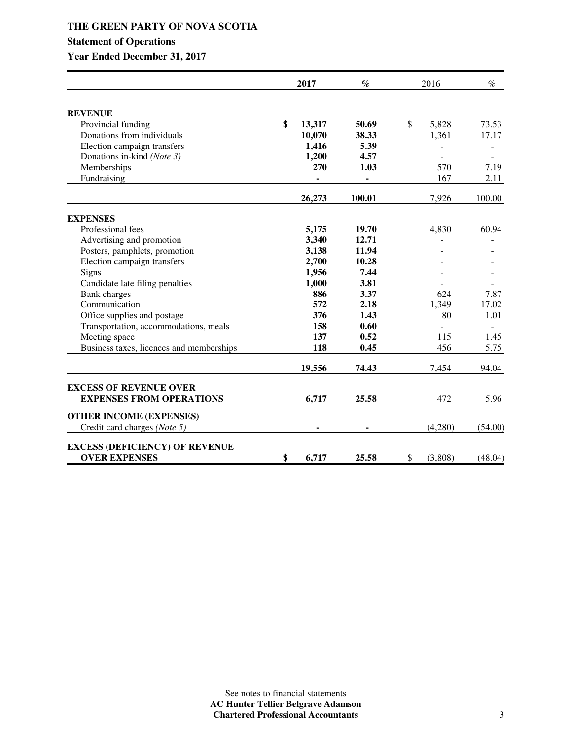# THE GREEN PARTY OF NOVA SCOTIA

## Statement of Operations

## Year Ended December 31, 2017

| | 2017 | % | 2016 | % |
|---|---|---|---|---|
| **REVENUE** | | | | |
| Provincial funding | **$ 13,317** | **50.69** | $ 5,828 | 73.53 |
| Donations from individuals | **10,070** | **38.33** | 1,361 | 17.17 |
| Election campaign transfers | **1,416** | **5.39** | - | - |
| Donations in-kind *(Note 3)* | **1,200** | **4.57** | - | - |
| Memberships | **270** | **1.03** | 570 | 7.19 |
| Fundraising | **-** | **-** | 167 | 2.11 |
| | **26,273** | **100.01** | 7,926 | 100.00 |
| **EXPENSES** | | | | |
| Professional fees | **5,175** | **19.70** | 4,830 | 60.94 |
| Advertising and promotion | **3,340** | **12.71** | - | - |
| Posters, pamphlets, promotion | **3,138** | **11.94** | - | - |
| Election campaign transfers | **2,700** | **10.28** | - | - |
| Signs | **1,956** | **7.44** | - | - |
| Candidate late filing penalties | **1,000** | **3.81** | - | - |
| Bank charges | **886** | **3.37** | 624 | 7.87 |
| Communication | **572** | **2.18** | 1,349 | 17.02 |
| Office supplies and postage | **376** | **1.43** | 80 | 1.01 |
| Transportation, accommodations, meals | **158** | **0.60** | - | - |
| Meeting space | **137** | **0.52** | 115 | 1.45 |
| Business taxes, licences and memberships | **118** | **0.45** | 456 | 5.75 |
| | **19,556** | **74.43** | 7,454 | 94.04 |
| **EXCESS OF REVENUE OVER EXPENSES FROM OPERATIONS** | **6,717** | **25.58** | 472 | 5.96 |
| **OTHER INCOME (EXPENSES)** | | | | |
| Credit card charges *(Note 5)* | **-** | **-** | (4,280) | (54.00) |
| **EXCESS (DEFICIENCY) OF REVENUE OVER EXPENSES** | **$ 6,717** | **25.58** | $ (3,808) | (48.04) |

See notes to financial statements

**AC Hunter Tellier Belgrave Adamson**
**Chartered Professional Accountants**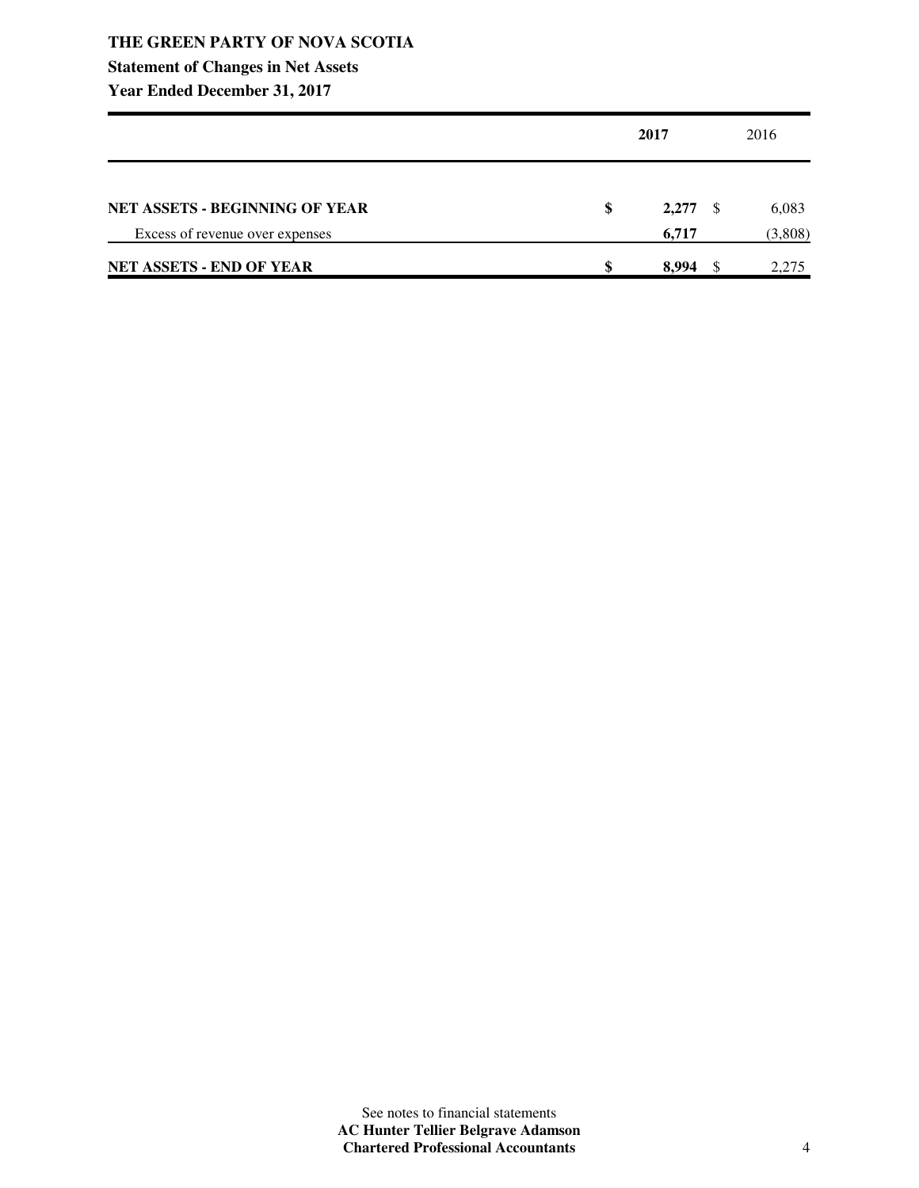**THE GREEN PARTY OF NOVA SCOTIA**

**Statement of Changes in Net Assets**

**Year Ended December 31, 2017**

| | **2017** | 2016 |
|---|---|---|
| **NET ASSETS - BEGINNING OF YEAR** | **$ 2,277** | $ 6,083 |
| Excess of revenue over expenses | **6,717** | (3,808) |
| **NET ASSETS - END OF YEAR** | **$ 8,994** | $ 2,275 |

See notes to financial statements

**AC Hunter Tellier Belgrave Adamson**

**Chartered Professional Accountants**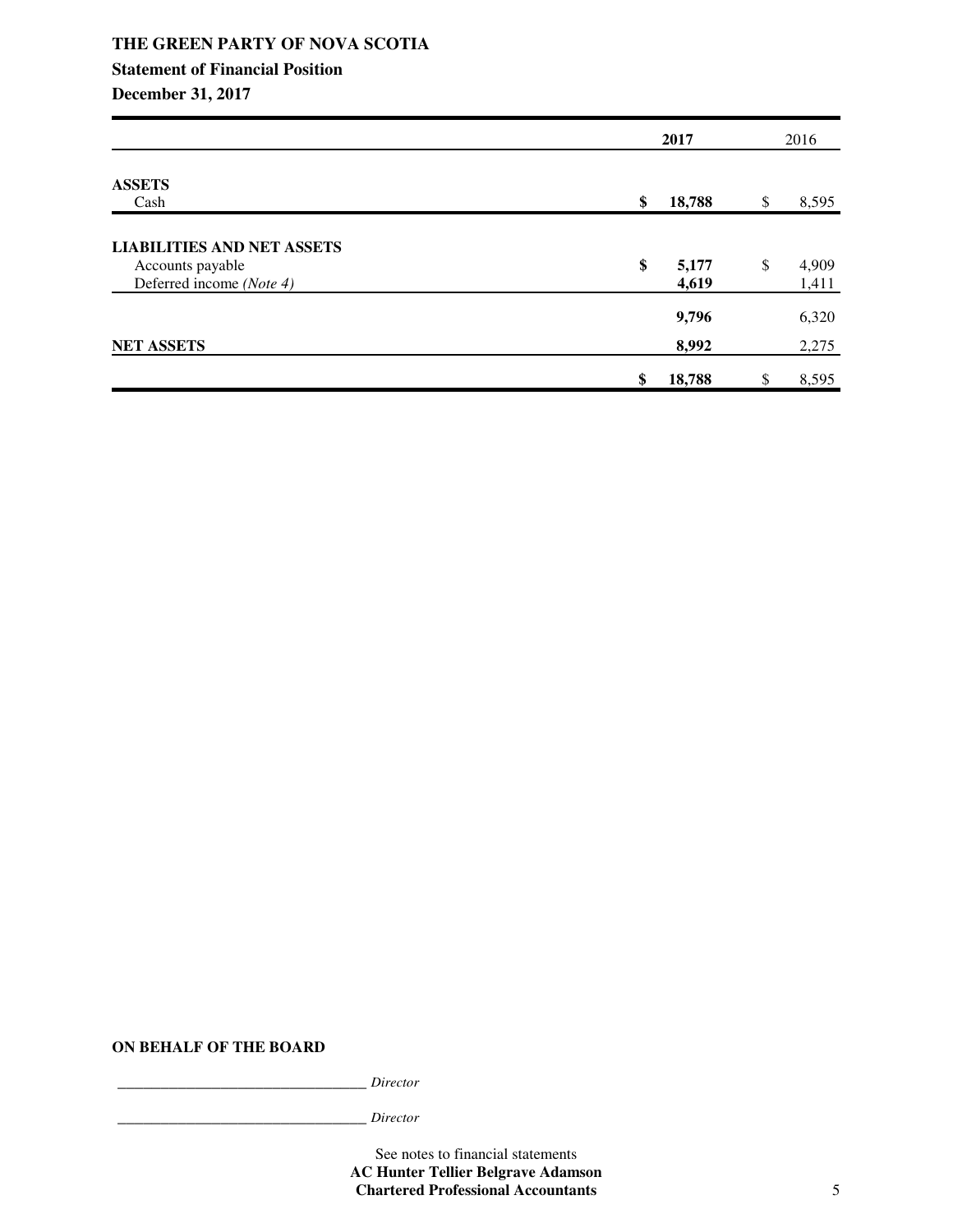# THE GREEN PARTY OF NOVA SCOTIA

## Statement of Financial Position

### December 31, 2017

| | **2017** | 2016 |
|---|---|---|
| **ASSETS** | | |
| Cash | **$ 18,788** | $ 8,595 |
| **LIABILITIES AND NET ASSETS** | | |
| Accounts payable | **$ 5,177** | $ 4,909 |
| Deferred income *(Note 4)* | **4,619** | 1,411 |
| | **9,796** | 6,320 |
| **NET ASSETS** | **8,992** | 2,275 |
| | **$ 18,788** | $ 8,595 |

**ON BEHALF OF THE BOARD**

_________________________________ *Director*

_________________________________ *Director*

See notes to financial statements

**AC Hunter Tellier Belgrave Adamson**
**Chartered Professional Accountants**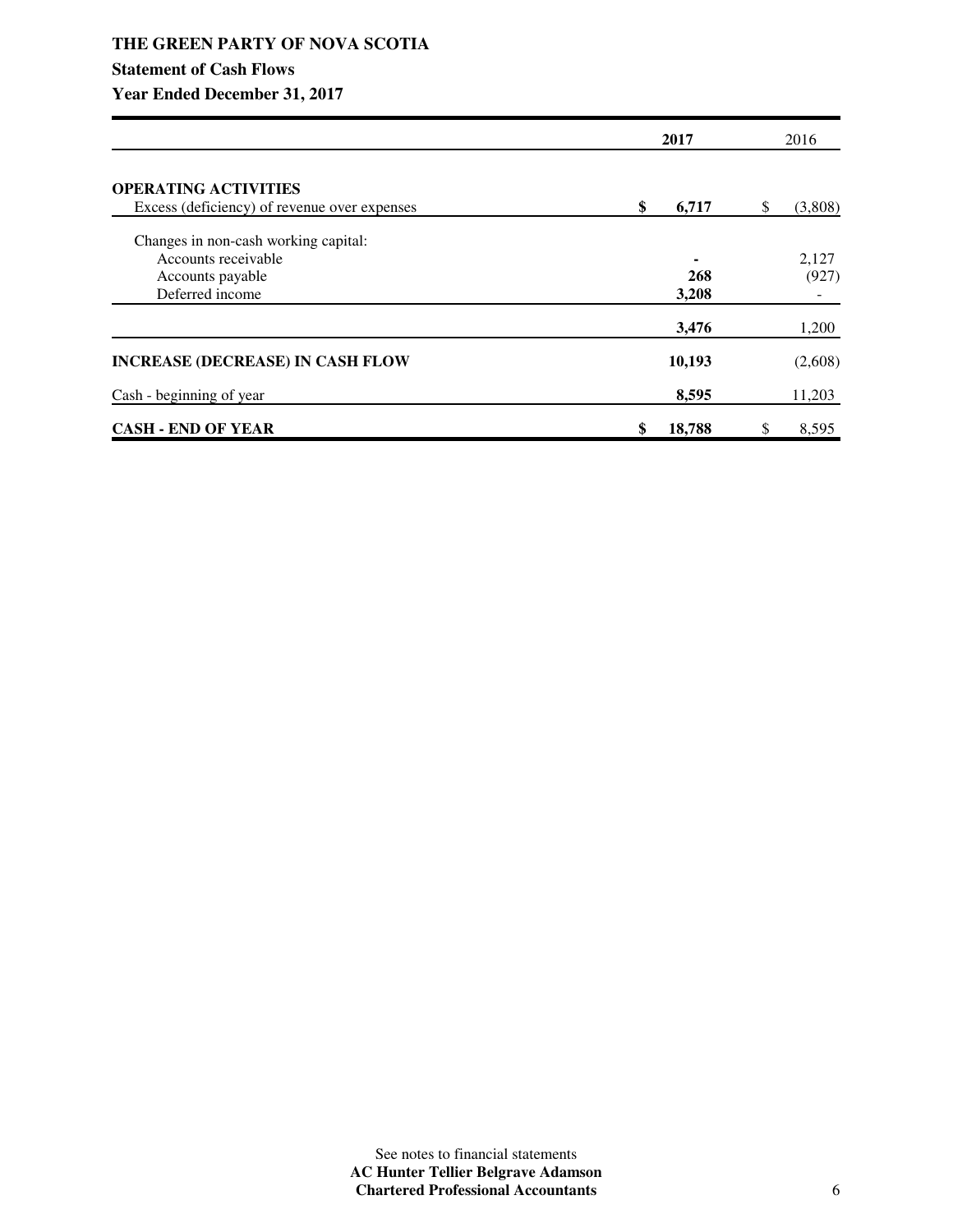# THE GREEN PARTY OF NOVA SCOTIA

## Statement of Cash Flows

### Year Ended December 31, 2017

| | 2017 | 2016 |
|---|---|---|
| **OPERATING ACTIVITIES** | | |
| Excess (deficiency) of revenue over expenses | **$ 6,717** | $ (3,808) |
| Changes in non-cash working capital: | | |
| Accounts receivable | **-** | 2,127 |
| Accounts payable | **268** | (927) |
| Deferred income | **3,208** | - |
| | **3,476** | 1,200 |
| **INCREASE (DECREASE) IN CASH FLOW** | **10,193** | (2,608) |
| Cash - beginning of year | **8,595** | 11,203 |
| **CASH - END OF YEAR** | **$ 18,788** | $ 8,595 |

See notes to financial statements

**AC Hunter Tellier Belgrave Adamson**
**Chartered Professional Accountants**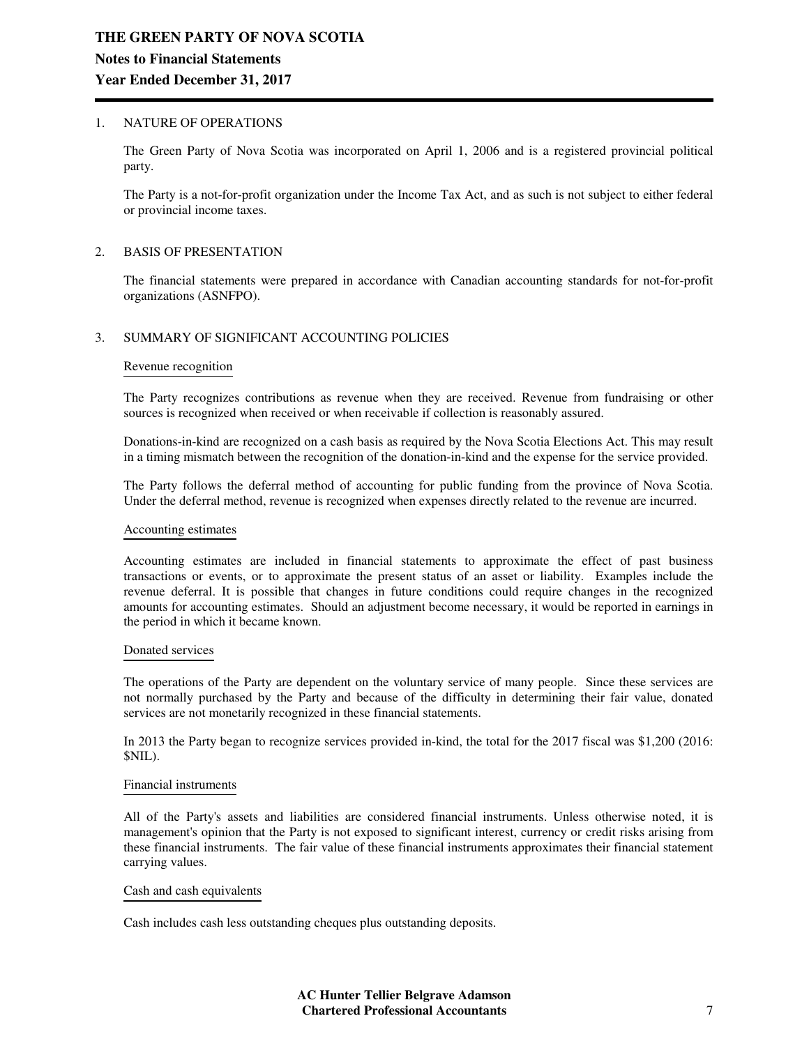# THE GREEN PARTY OF NOVA SCOTIA

## Notes to Financial Statements

## Year Ended December 31, 2017

### 1. NATURE OF OPERATIONS

The Green Party of Nova Scotia was incorporated on April 1, 2006 and is a registered provincial political party.

The Party is a not-for-profit organization under the Income Tax Act, and as such is not subject to either federal or provincial income taxes.

### 2. BASIS OF PRESENTATION

The financial statements were prepared in accordance with Canadian accounting standards for not-for-profit organizations (ASNFPO).

### 3. SUMMARY OF SIGNIFICANT ACCOUNTING POLICIES

#### Revenue recognition

The Party recognizes contributions as revenue when they are received. Revenue from fundraising or other sources is recognized when received or when receivable if collection is reasonably assured.

Donations-in-kind are recognized on a cash basis as required by the Nova Scotia Elections Act. This may result in a timing mismatch between the recognition of the donation-in-kind and the expense for the service provided.

The Party follows the deferral method of accounting for public funding from the province of Nova Scotia. Under the deferral method, revenue is recognized when expenses directly related to the revenue are incurred.

#### Accounting estimates

Accounting estimates are included in financial statements to approximate the effect of past business transactions or events, or to approximate the present status of an asset or liability. Examples include the revenue deferral. It is possible that changes in future conditions could require changes in the recognized amounts for accounting estimates. Should an adjustment become necessary, it would be reported in earnings in the period in which it became known.

#### Donated services

The operations of the Party are dependent on the voluntary service of many people. Since these services are not normally purchased by the Party and because of the difficulty in determining their fair value, donated services are not monetarily recognized in these financial statements.

In 2013 the Party began to recognize services provided in-kind, the total for the 2017 fiscal was $1,200 (2016: $NIL).

#### Financial instruments

All of the Party's assets and liabilities are considered financial instruments. Unless otherwise noted, it is management's opinion that the Party is not exposed to significant interest, currency or credit risks arising from these financial instruments. The fair value of these financial instruments approximates their financial statement carrying values.

#### Cash and cash equivalents

Cash includes cash less outstanding cheques plus outstanding deposits.

**AC Hunter Tellier Belgrave Adamson**
**Chartered Professional Accountants**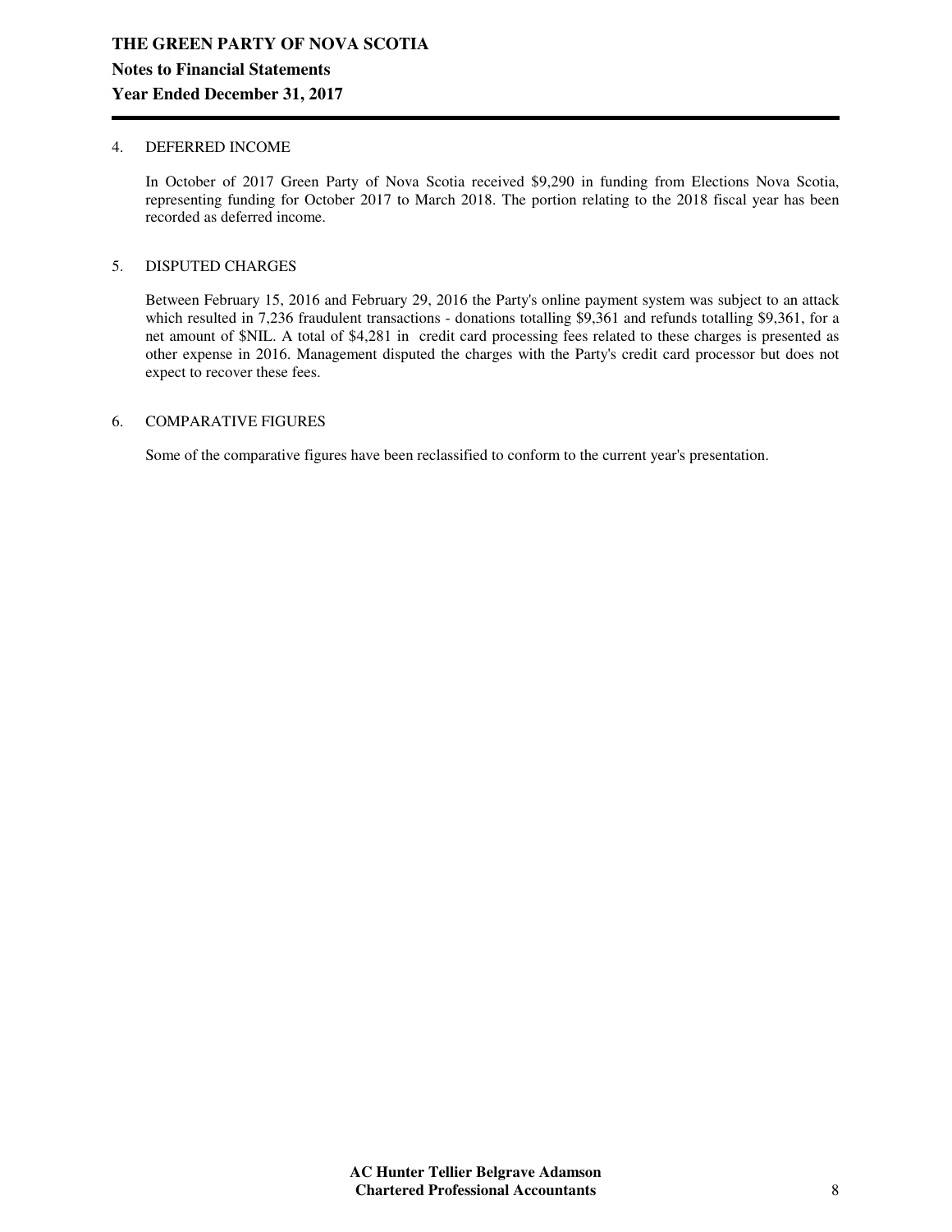4. DEFERRED INCOME

   In October of 2017 Green Party of Nova Scotia received $9,290 in funding from Elections Nova Scotia, representing funding for October 2017 to March 2018. The portion relating to the 2018 fiscal year has been recorded as deferred income.

5. DISPUTED CHARGES

   Between February 15, 2016 and February 29, 2016 the Party's online payment system was subject to an attack which resulted in 7,236 fraudulent transactions - donations totalling $9,361 and refunds totalling $9,361, for a net amount of $NIL. A total of $4,281 in credit card processing fees related to these charges is presented as other expense in 2016. Management disputed the charges with the Party's credit card processor but does not expect to recover these fees.

6. COMPARATIVE FIGURES

   Some of the comparative figures have been reclassified to conform to the current year's presentation.